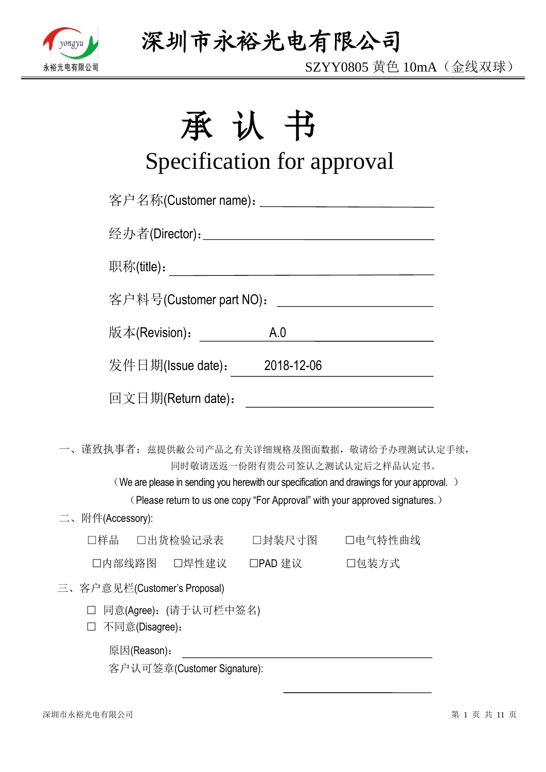# 深圳市永裕光电有限公司

SZYY0805 黄色 10mA（金线双球）

# 承 认 书

## Specification for approval

客户名称(Customer name)：\_\_\_\_\_\_\_\_\_\_\_\_\_\_\_\_\_\_\_\_

经办者(Director)：\_\_\_\_\_\_\_\_\_\_\_\_\_\_\_\_\_\_\_\_

职称(title)：\_\_\_\_\_\_\_\_\_\_\_\_\_\_\_\_\_\_\_\_

客户料号(Customer part NO)：\_\_\_\_\_\_\_\_\_\_\_\_\_\_\_\_\_\_\_\_

版本(Revision)：A.0

发件日期(Issue date)：2018-12-06

回文日期(Return date)：\_\_\_\_\_\_\_\_\_\_\_\_\_\_\_\_\_\_\_\_

一、谨致执事者：兹提供敝公司产品之有关详细规格及图面数据，敬请给予办理测试认定手续，同时敬请送返一份附有贵公司签认之测试认定后之样品认定书。

（We are please in sending you herewith our specification and drawings for your approval. ）

（Please return to us one copy “For Approval” with your approved signatures.）

二、附件(Accessory):

□样品　□出货检验记录表　□封装尺寸图　□电气特性曲线

□内部线路图　□焊性建议　□PAD 建议　□包装方式

三、客户意见栏(Customer’s Proposal)

□ 同意(Agree)：(请于认可栏中签名)

□ 不同意(Disagree)：

原因(Reason)：\_\_\_\_\_\_\_\_\_\_\_\_\_\_\_\_\_\_\_\_

客户认可签章(Customer Signature):

\_\_\_\_\_\_\_\_\_\_\_\_\_\_\_\_\_\_\_\_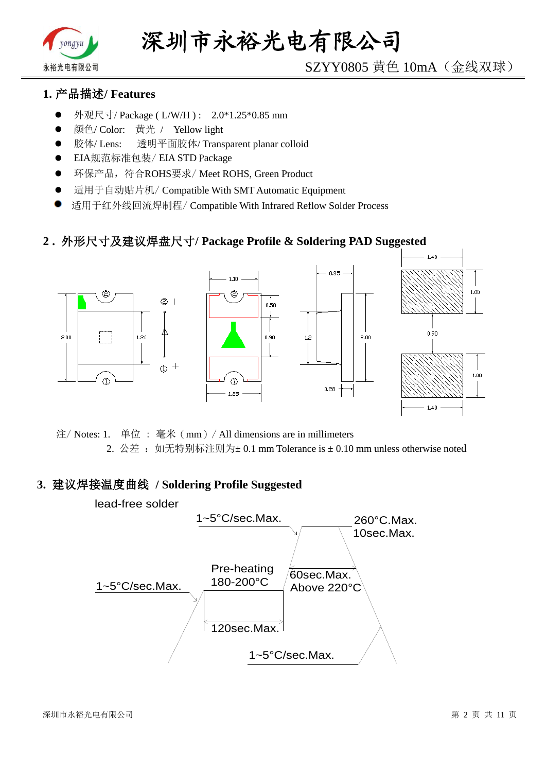## 1. 产品描述/ Features

- 外观尺寸/ Package ( L/W/H ) : 2.0*1.25*0.85 mm
- 颜色/ Color: 黄光 / Yellow light
- 胶体/ Lens: 透明平面胶体/ Transparent planar colloid
- EIA规范标准包装/ EIA STD Package
- 环保产品，符合ROHS要求/ Meet ROHS, Green Product
- 适用于自动贴片机/ Compatible With SMT Automatic Equipment
- 适用于红外线回流焊制程/ Compatible With Infrared Reflow Solder Process

## 2. 外形尺寸及建议焊盘尺寸/ Package Profile & Soldering PAD Suggested

注/ Notes: 1. 单位 ： 毫米（mm）/ All dimensions are in millimeters

2. 公差 ： 如无特别标注则为± 0.1 mm Tolerance is ± 0.10 mm unless otherwise noted

## 3. 建议焊接温度曲线 / Soldering Profile Suggested

lead-free solder

1~5°C/sec.Max.

260°C.Max.
10sec.Max.

Pre-heating
180-200°C

60sec.Max.
Above 220°C

1~5°C/sec.Max.

120sec.Max.

1~5°C/sec.Max.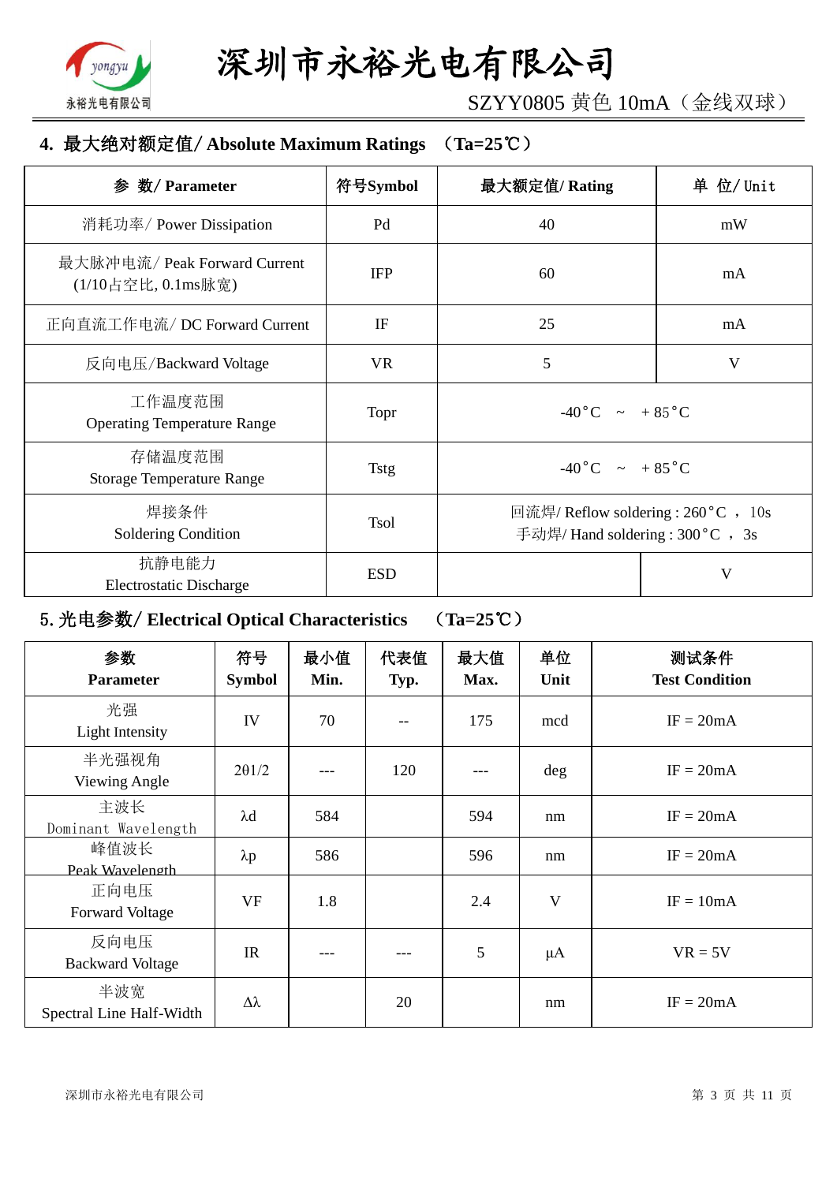## 4. 最大绝对额定值/ Absolute Maximum Ratings （Ta=25℃）

| 参 数/ Parameter | 符号Symbol | 最大额定值/ Rating | 单 位/ Unit |
|---|---|---|---|
| 消耗功率/ Power Dissipation | Pd | 40 | mW |
| 最大脉冲电流/ Peak Forward Current (1/10占空比, 0.1ms脉宽) | IFP | 60 | mA |
| 正向直流工作电流/ DC Forward Current | IF | 25 | mA |
| 反向电压/Backward Voltage | VR | 5 | V |
| 工作温度范围 Operating Temperature Range | Topr | -40°C ~ +85°C | |
| 存储温度范围 Storage Temperature Range | Tstg | -40°C ~ +85°C | |
| 焊接条件 Soldering Condition | Tsol | 回流焊/ Reflow soldering : 260°C ， 10s 手动焊/ Hand soldering : 300°C ， 3s | |
| 抗静电能力 Electrostatic Discharge | ESD | | V |

## 5. 光电参数/ Electrical Optical Characteristics （Ta=25℃）

| 参数 Parameter | 符号 Symbol | 最小值 Min. | 代表值 Typ. | 最大值 Max. | 单位 Unit | 测试条件 Test Condition |
|---|---|---|---|---|---|---|
| 光强 Light Intensity | IV | 70 | -- | 175 | mcd | IF = 20mA |
| 半光强视角 Viewing Angle | 2θ1/2 | --- | 120 | --- | deg | IF = 20mA |
| 主波长 Dominant Wavelength | λd | 584 | | 594 | nm | IF = 20mA |
| 峰值波长 Peak Wavelength | λp | 586 | | 596 | nm | IF = 20mA |
| 正向电压 Forward Voltage | VF | 1.8 | | 2.4 | V | IF = 10mA |
| 反向电压 Backward Voltage | IR | --- | --- | 5 | μA | VR = 5V |
| 半波宽 Spectral Line Half-Width | Δλ | | 20 | | nm | IF = 20mA |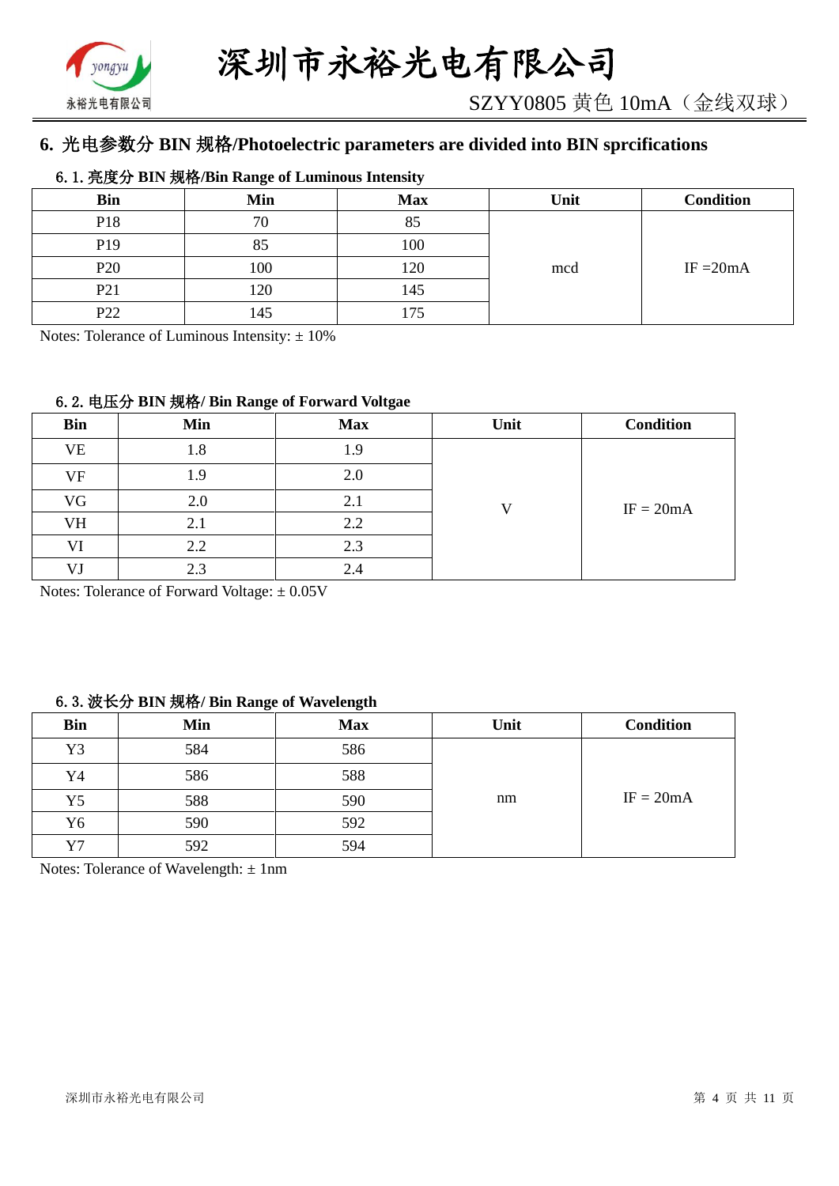## 6. 光电参数分 BIN 规格/Photoelectric parameters are divided into BIN sprcifications

### 6. 1. 亮度分 BIN 规格/Bin Range of Luminous Intensity

| Bin | Min | Max | Unit | Condition |
|---|---|---|---|---|
| P18 | 70 | 85 | mcd | IF =20mA |
| P19 | 85 | 100 | | |
| P20 | 100 | 120 | | |
| P21 | 120 | 145 | | |
| P22 | 145 | 175 | | |

Notes: Tolerance of Luminous Intensity: ± 10%

### 6. 2. 电压分 BIN 规格/ Bin Range of Forward Voltgae

| Bin | Min | Max | Unit | Condition |
|---|---|---|---|---|
| VE | 1.8 | 1.9 | V | IF = 20mA |
| VF | 1.9 | 2.0 | | |
| VG | 2.0 | 2.1 | | |
| VH | 2.1 | 2.2 | | |
| VI | 2.2 | 2.3 | | |
| VJ | 2.3 | 2.4 | | |

Notes: Tolerance of Forward Voltage: ± 0.05V

### 6. 3. 波长分 BIN 规格/ Bin Range of Wavelength

| Bin | Min | Max | Unit | Condition |
|---|---|---|---|---|
| Y3 | 584 | 586 | nm | IF = 20mA |
| Y4 | 586 | 588 | | |
| Y5 | 588 | 590 | | |
| Y6 | 590 | 592 | | |
| Y7 | 592 | 594 | | |

Notes: Tolerance of Wavelength: ± 1nm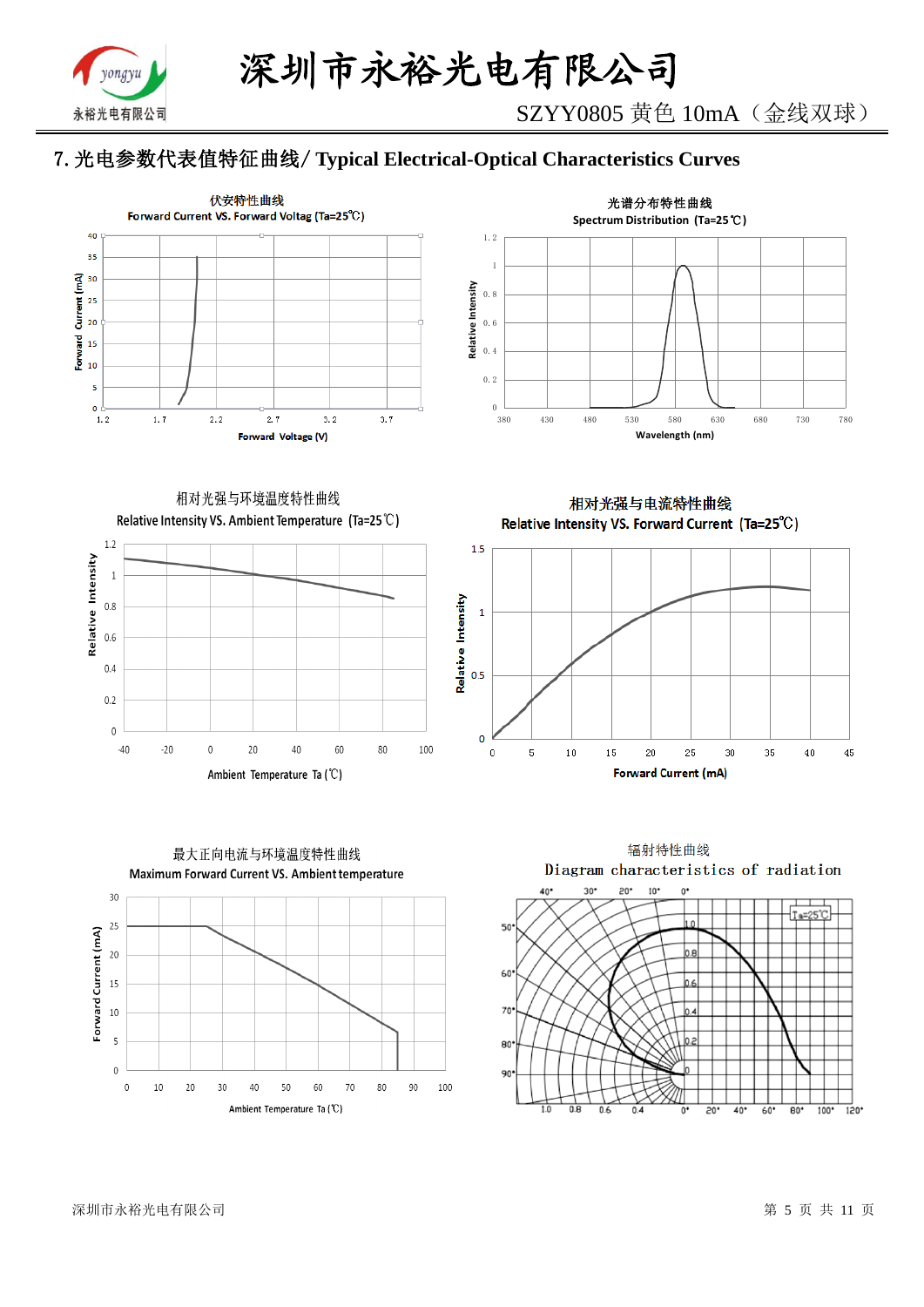## 7. 光电参数代表值特征曲线/ Typical Electrical-Optical Characteristics Curves

伏安特性曲线

Forward Current VS. Forward Voltag (Ta=25℃)

Forward Current (mA)

Forward Voltage (V)

光谱分布特性曲线

Spectrum Distribution (Ta=25℃)

Relative Intensity

Wavelength (nm)

相对光强与环境温度特性曲线

Relative Intensity VS. Ambient Temperature (Ta=25℃)

Relative Intensity

Ambient Temperature Ta (℃)

相对光强与电流特性曲线

Relative Intensity VS. Forward Current (Ta=25℃)

Relative Intensity

Forward Current (mA)

最大正向电流与环境温度特性曲线

Maximum Forward Current VS. Ambient temperature

Forward Current (mA)

Ambient Temperature Ta (℃)

辐射特性曲线

Diagram characteristics of radiation

Ta=25℃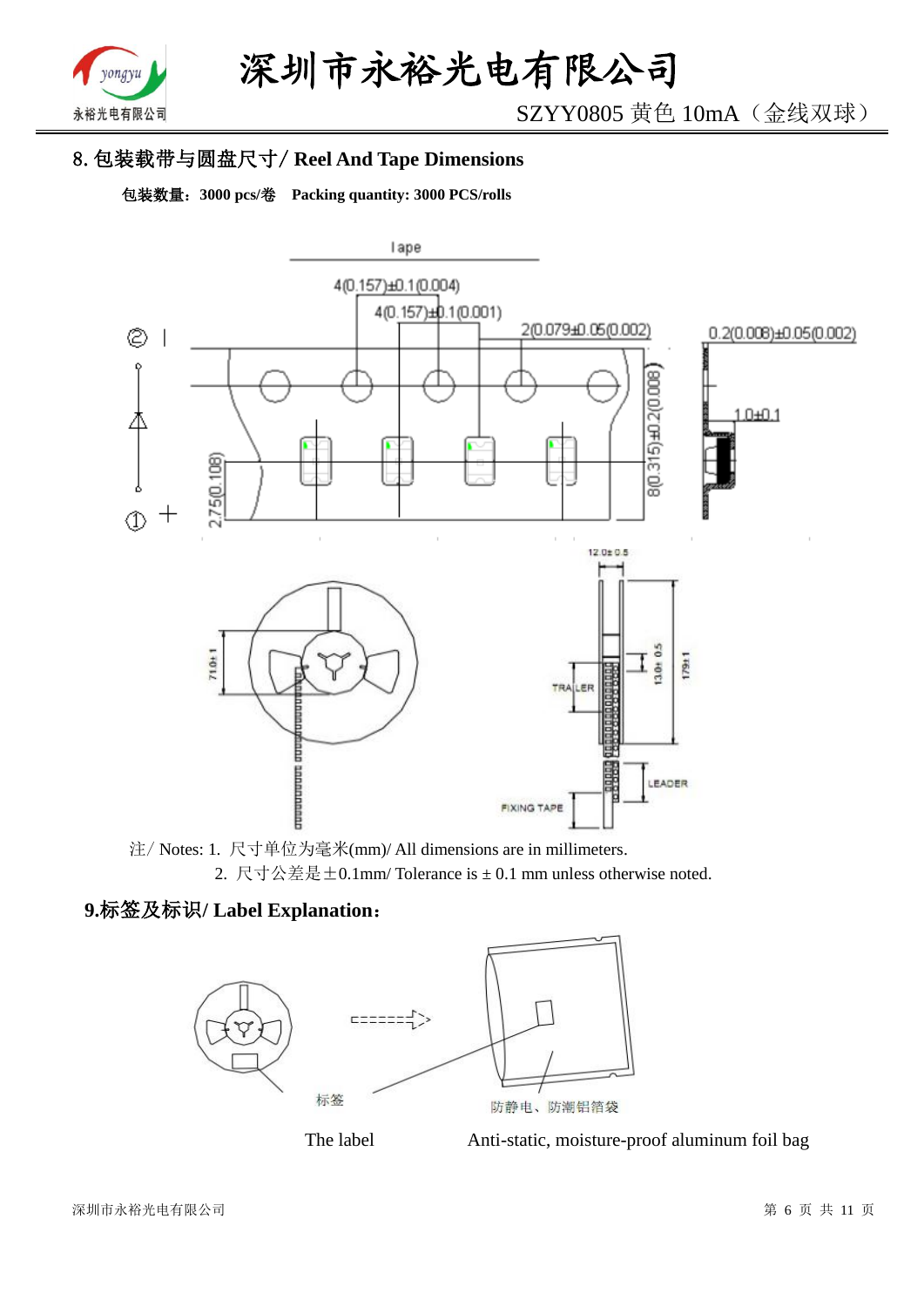## 8. 包装载带与圆盘尺寸/ Reel And Tape Dimensions

**包装数量：3000 pcs/卷　Packing quantity: 3000 PCS/rolls**

注/ Notes: 1. 尺寸单位为毫米(mm)/ All dimensions are in millimeters.

2. 尺寸公差是±0.1mm/ Tolerance is ± 0.1 mm unless otherwise noted.

## 9.标签及标识/ Label Explanation：

标签　　　　防静电、防潮铝箔袋

The label　　　　Anti-static, moisture-proof aluminum foil bag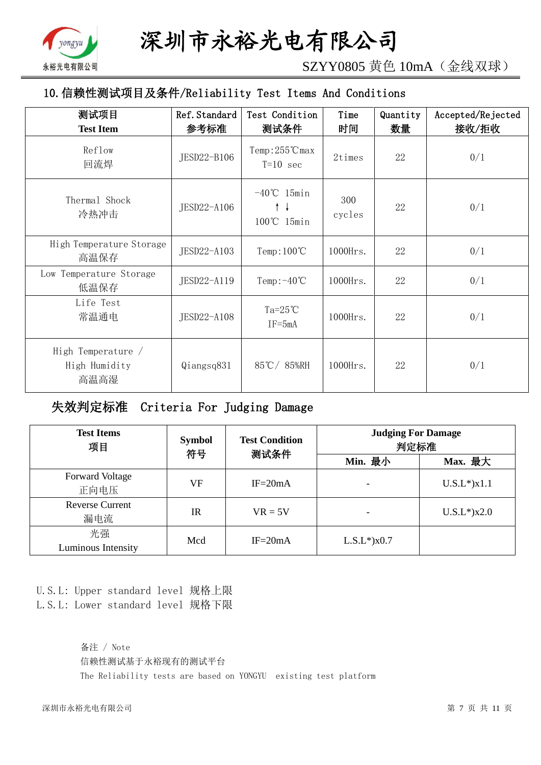## 10. 信赖性测试项目及条件/Reliability Test Items And Conditions

| 测试项目<br>Test Item | Ref.Standard<br>参考标准 | Test Condition<br>测试条件 | Time<br>时间 | Quantity<br>数量 | Accepted/Rejected<br>接收/拒收 |
|---|---|---|---|---|---|
| Reflow<br>回流焊 | JESD22-B106 | Temp:255℃max<br>T=10 sec | 2times | 22 | 0/1 |
| Thermal Shock<br>冷热冲击 | JESD22-A106 | -40℃ 15min<br>↑ ↓<br>100℃ 15min | 300<br>cycles | 22 | 0/1 |
| High Temperature Storage<br>高温保存 | JESD22-A103 | Temp:100℃ | 1000Hrs. | 22 | 0/1 |
| Low Temperature Storage<br>低温保存 | JESD22-A119 | Temp:-40℃ | 1000Hrs. | 22 | 0/1 |
| Life Test<br>常温通电 | JESD22-A108 | Ta=25℃<br>IF=5mA | 1000Hrs. | 22 | 0/1 |
| High Temperature / High Humidity<br>高温高湿 | Qiangsq831 | 85℃/ 85%RH | 1000Hrs. | 22 | 0/1 |

## 失效判定标准 Criteria For Judging Damage

| Test Items<br>项目 | Symbol<br>符号 | Test Condition<br>测试条件 | Judging For Damage<br>判定标准 | |
|---|---|---|---|---|
| | | | Min. 最小 | Max. 最大 |
| Forward Voltage<br>正向电压 | VF | IF=20mA | - | U.S.L*)x1.1 |
| Reverse Current<br>漏电流 | IR | VR = 5V | - | U.S.L*)x2.0 |
| 光强<br>Luminous Intensity | Mcd | IF=20mA | L.S.L*)x0.7 | |

U.S.L: Upper standard level 规格上限
L.S.L: Lower standard level 规格下限

备注 / Note
信赖性测试基于永裕现有的测试平台
The Reliability tests are based on YONGYU existing test platform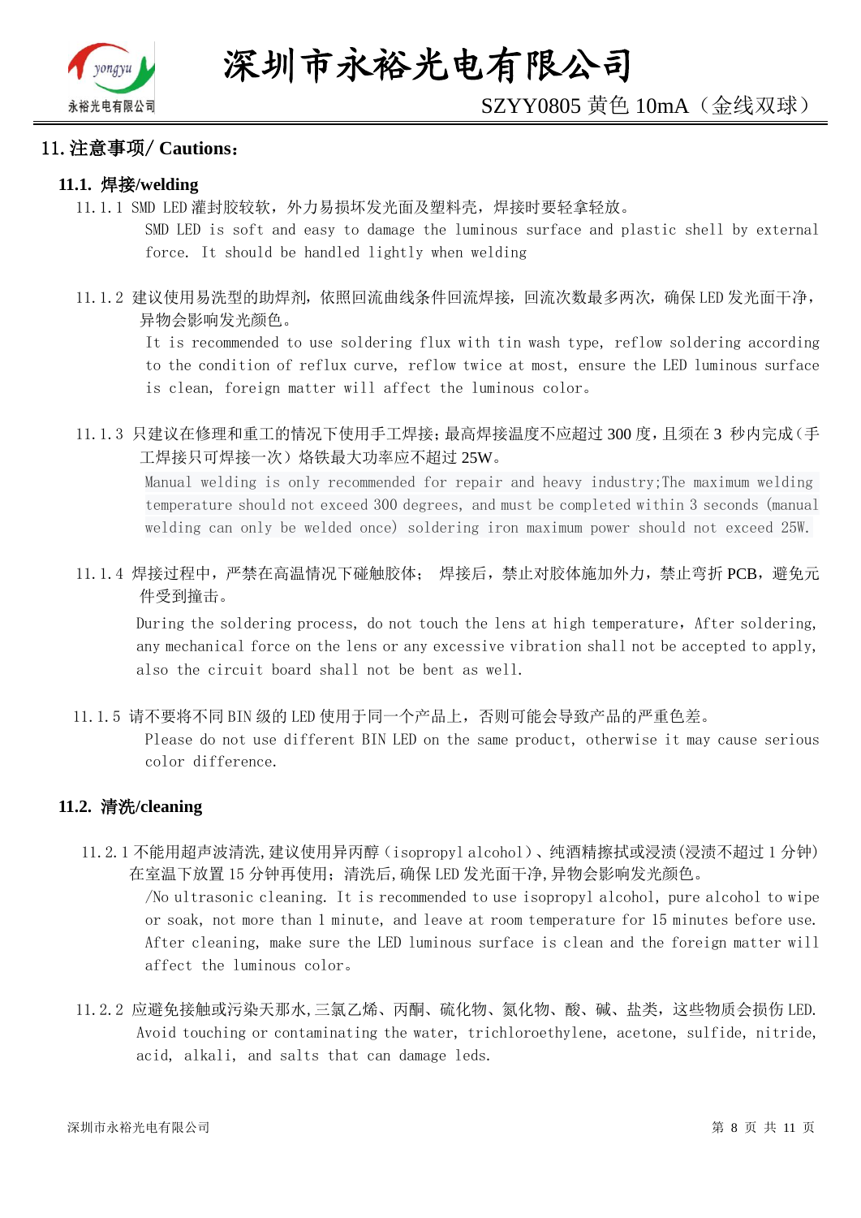## 11. 注意事项/ Cautions：

### 11.1. 焊接/welding

11. 1. 1 SMD LED 灌封胶较软，外力易损坏发光面及塑料壳，焊接时要轻拿轻放。

SMD LED is soft and easy to damage the luminous surface and plastic shell by external force. It should be handled lightly when welding

11. 1. 2 建议使用易洗型的助焊剂，依照回流曲线条件回流焊接，回流次数最多两次，确保 LED 发光面干净，异物会影响发光颜色。

It is recommended to use soldering flux with tin wash type, reflow soldering according to the condition of reflux curve, reflow twice at most, ensure the LED luminous surface is clean, foreign matter will affect the luminous color。

11. 1. 3 只建议在修理和重工的情况下使用手工焊接;最高焊接温度不应超过 300 度，且须在 3 秒内完成(手工焊接只可焊接一次）烙铁最大功率应不超过 25W。

Manual welding is only recommended for repair and heavy industry;The maximum welding temperature should not exceed 300 degrees, and must be completed within 3 seconds (manual welding can only be welded once) soldering iron maximum power should not exceed 25W.

11. 1. 4 焊接过程中，严禁在高温情况下碰触胶体； 焊接后，禁止对胶体施加外力，禁止弯折 PCB，避免元件受到撞击。

During the soldering process, do not touch the lens at high temperature, After soldering, any mechanical force on the lens or any excessive vibration shall not be accepted to apply, also the circuit board shall not be bent as well.

11. 1. 5 请不要将不同 BIN 级的 LED 使用于同一个产品上，否则可能会导致产品的严重色差。

Please do not use different BIN LED on the same product, otherwise it may cause serious color difference.

### 11.2. 清洗/cleaning

11. 2. 1 不能用超声波清洗,建议使用异丙醇（isopropyl alcohol）、纯酒精擦拭或浸渍(浸渍不超过 1 分钟)在室温下放置 15 分钟再使用；清洗后,确保 LED 发光面干净,异物会影响发光颜色。

/No ultrasonic cleaning. It is recommended to use isopropyl alcohol, pure alcohol to wipe or soak, not more than 1 minute, and leave at room temperature for 15 minutes before use. After cleaning, make sure the LED luminous surface is clean and the foreign matter will affect the luminous color。

11. 2. 2 应避免接触或污染天那水,三氯乙烯、丙酮、硫化物、氮化物、酸、碱、盐类，这些物质会损伤 LED.

Avoid touching or contaminating the water, trichloroethylene, acetone, sulfide, nitride, acid, alkali, and salts that can damage leds.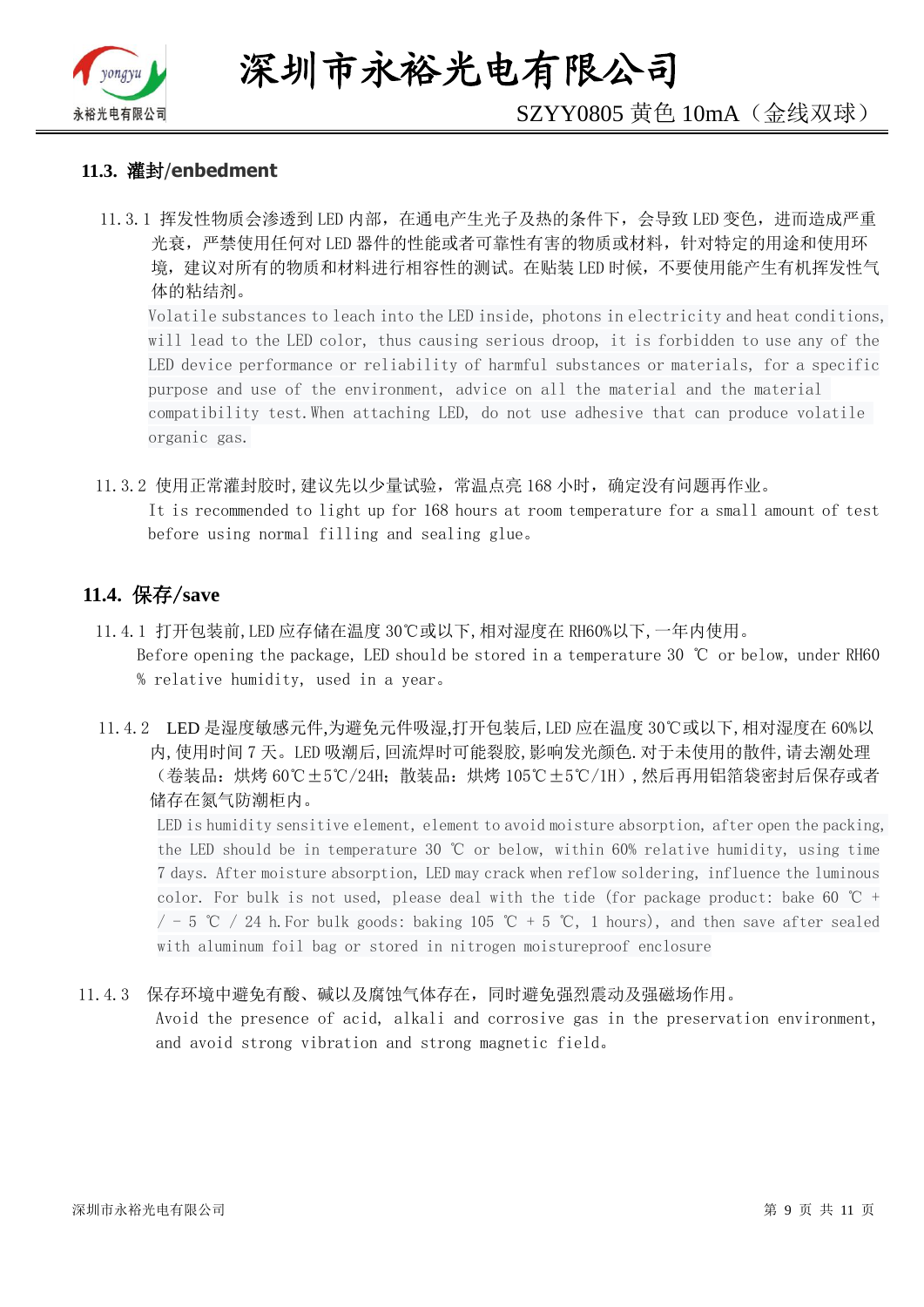### 11.3. 灌封/enbedment

11.3.1 挥发性物质会渗透到 LED 内部，在通电产生光子及热的条件下，会导致 LED 变色，进而造成严重光衰，严禁使用任何对 LED 器件的性能或者可靠性有害的物质或材料，针对特定的用途和使用环境，建议对所有的物质和材料进行相容性的测试。在贴装 LED 时候，不要使用能产生有机挥发性气体的粘结剂。

Volatile substances to leach into the LED inside, photons in electricity and heat conditions, will lead to the LED color, thus causing serious droop, it is forbidden to use any of the LED device performance or reliability of harmful substances or materials, for a specific purpose and use of the environment, advice on all the material and the material compatibility test.When attaching LED, do not use adhesive that can produce volatile organic gas.

11.3.2 使用正常灌封胶时,建议先以少量试验，常温点亮 168 小时，确定没有问题再作业。

It is recommended to light up for 168 hours at room temperature for a small amount of test before using normal filling and sealing glue。

### 11.4. 保存/save

11.4.1 打开包装前,LED 应存储在温度 30℃或以下,相对湿度在 RH60%以下,一年内使用。

Before opening the package, LED should be stored in a temperature 30 ℃ or below, under RH60 % relative humidity, used in a year。

11.4.2 LED 是湿度敏感元件,为避免元件吸湿,打开包装后,LED 应在温度 30℃或以下,相对湿度在 60%以内,使用时间 7 天。LED 吸潮后,回流焊时可能裂胶,影响发光颜色.对于未使用的散件,请去潮处理（卷装品：烘烤 60℃±5℃/24H；散装品：烘烤 105℃±5℃/1H）,然后再用铝箔袋密封后保存或者储存在氮气防潮柜内。

LED is humidity sensitive element, element to avoid moisture absorption, after open the packing, the LED should be in temperature 30 ℃ or below, within 60% relative humidity, using time 7 days. After moisture absorption, LED may crack when reflow soldering, influence the luminous color. For bulk is not used, please deal with the tide (for package product: bake 60 ℃ + / - 5 ℃ / 24 h.For bulk goods: baking 105 ℃ + 5 ℃, 1 hours), and then save after sealed with aluminum foil bag or stored in nitrogen moistureproof enclosure

11.4.3 保存环境中避免有酸、碱以及腐蚀气体存在，同时避免强烈震动及强磁场作用。

Avoid the presence of acid, alkali and corrosive gas in the preservation environment, and avoid strong vibration and strong magnetic field。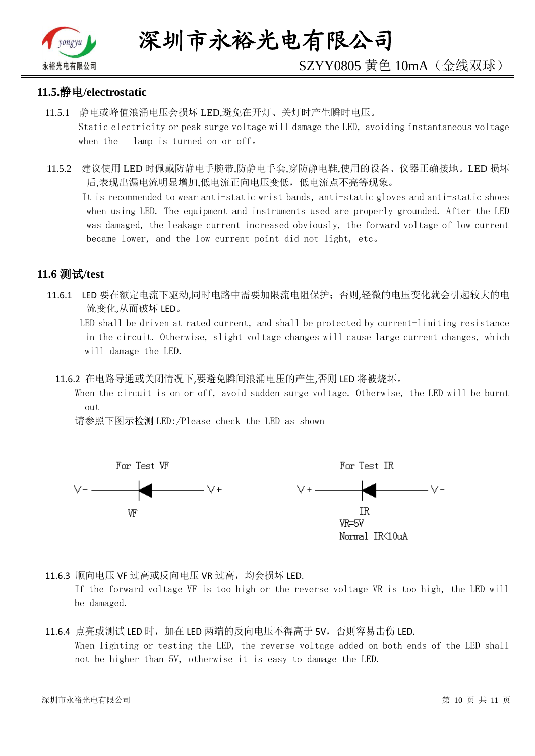## 11.5.静电/electrostatic

11.5.1 静电或峰值浪涌电压会损坏 LED,避免在开灯、关灯时产生瞬时电压。
Static electricity or peak surge voltage will damage the LED, avoiding instantaneous voltage when the lamp is turned on or off。

11.5.2 建议使用 LED 时佩戴防静电手腕带,防静电手套,穿防静电鞋,使用的设备、仪器正确接地。LED 损坏后,表现出漏电流明显增加,低电流正向电压变低，低电流点不亮等现象。
It is recommended to wear anti-static wrist bands, anti-static gloves and anti-static shoes when using LED. The equipment and instruments used are properly grounded. After the LED was damaged, the leakage current increased obviously, the forward voltage of low current became lower, and the low current point did not light, etc。

## 11.6 测试/test

11.6.1 LED 要在额定电流下驱动,同时电路中需要加限流电阻保护；否则,轻微的电压变化就会引起较大的电流变化,从而破坏 LED。
LED shall be driven at rated current, and shall be protected by current-limiting resistance in the circuit. Otherwise, slight voltage changes will cause large current changes, which will damage the LED.

11.6.2 在电路导通或关闭情况下,要避免瞬间浪涌电压的产生,否则 LED 将被烧坏。
When the circuit is on or off, avoid sudden surge voltage. Otherwise, the LED will be burnt out
请参照下图示检测 LED:/Please check the LED as shown

For Test VF

V- ——◄|—— V+

VF

For Test IR

V+ ——◄|—— V-

IR
VR=5V
Normal IR<10uA

11.6.3 顺向电压 VF 过高或反向电压 VR 过高，均会损坏 LED.
If the forward voltage VF is too high or the reverse voltage VR is too high, the LED will be damaged.

11.6.4 点亮或测试 LED 时，加在 LED 两端的反向电压不得高于 5V，否则容易击伤 LED.
When lighting or testing the LED, the reverse voltage added on both ends of the LED shall not be higher than 5V, otherwise it is easy to damage the LED.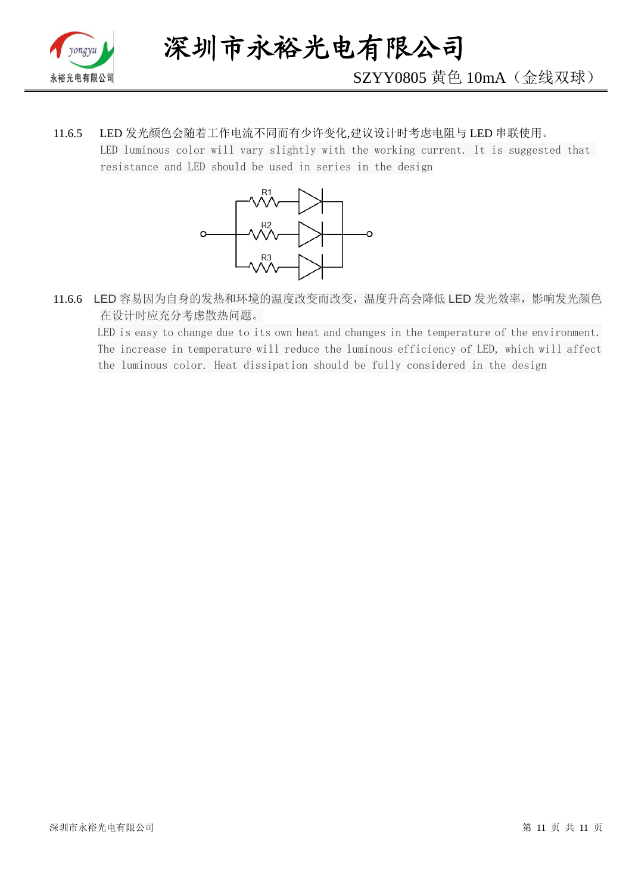11.6.5 LED 发光颜色会随着工作电流不同而有少许变化,建议设计时考虑电阻与 LED 串联使用。

LED luminous color will vary slightly with the working current. It is suggested that resistance and LED should be used in series in the design

R1

R2

R3

11.6.6 LED 容易因为自身的发热和环境的温度改变而改变，温度升高会降低 LED 发光效率，影响发光颜色在设计时应充分考虑散热问题。

LED is easy to change due to its own heat and changes in the temperature of the environment. The increase in temperature will reduce the luminous efficiency of LED, which will affect the luminous color. Heat dissipation should be fully considered in the design